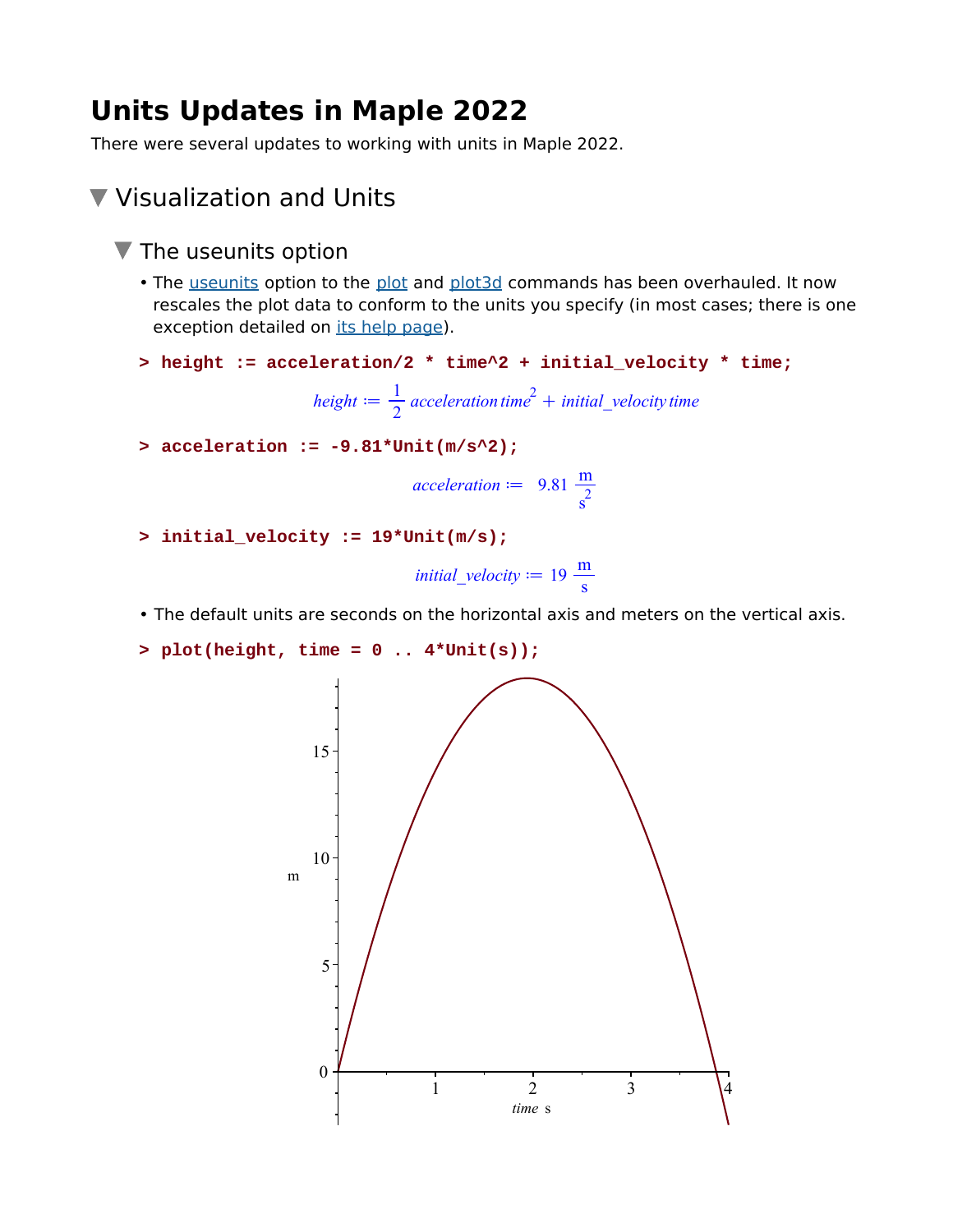# Units Updates in Maple 2022

There were several updates to working with units in Maple 2022.

## Visualization and Units

### The useunits option

- The useunits option to the plot and plot3d commands has been overhauled. It now rescales the plot data to conform to the units you specify (in most cases; there is one exception detailed on its help page).

```
> height := acceleration/2 * time^2 + initial_velocity * time;
```

$$height := \frac{1}{2}\, acceleration\, time^2 + initial\_velocity\, time$$

```
> acceleration := -9.81*Unit(m/s^2);
```

$$acceleration := \ 9.81\ \frac{\mathrm{m}}{\mathrm{s}^2}$$

```
> initial_velocity := 19*Unit(m/s);
```

$$initial\_velocity := 19\ \frac{\mathrm{m}}{\mathrm{s}}$$

- The default units are seconds on the horizontal axis and meters on the vertical axis.

```
> plot(height, time = 0 .. 4*Unit(s));
```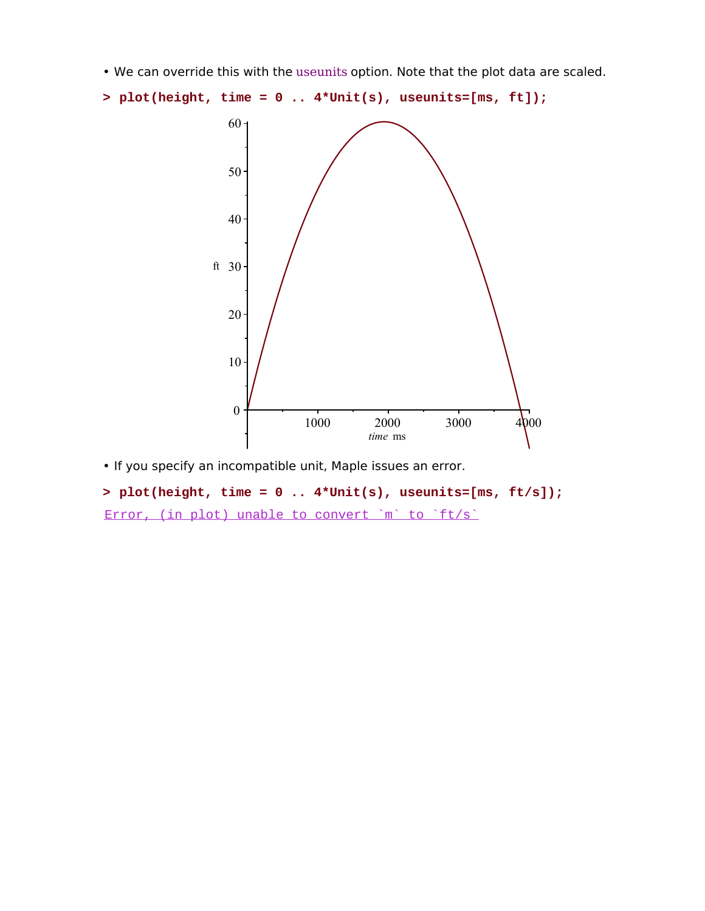- We can override this with the useunits option. Note that the plot data are scaled.

```
> plot(height, time = 0 .. 4*Unit(s), useunits=[ms, ft]);
```

- If you specify an incompatible unit, Maple issues an error.

```
> plot(height, time = 0 .. 4*Unit(s), useunits=[ms, ft/s]);
Error, (in plot) unable to convert `m` to `ft/s`
```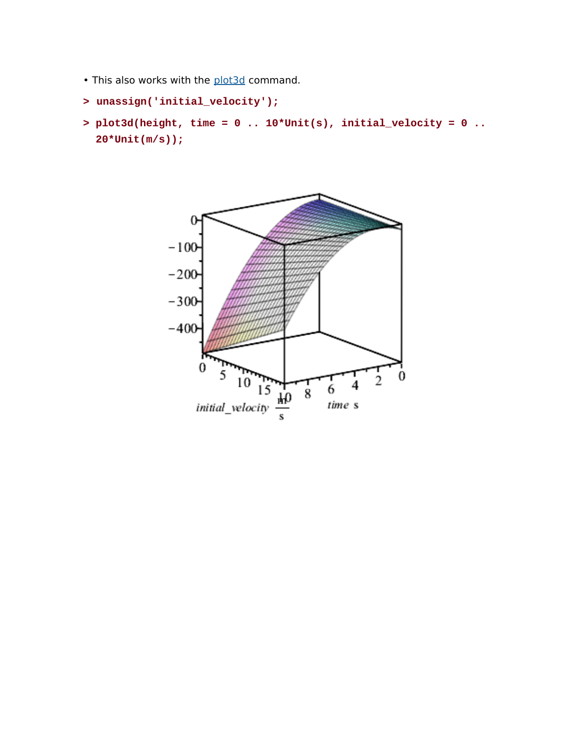- This also works with the plot3d command.

```
> unassign('initial_velocity');
```

```
> plot3d(height, time = 0 .. 10*Unit(s), initial_velocity = 0 ..
  20*Unit(m/s));
```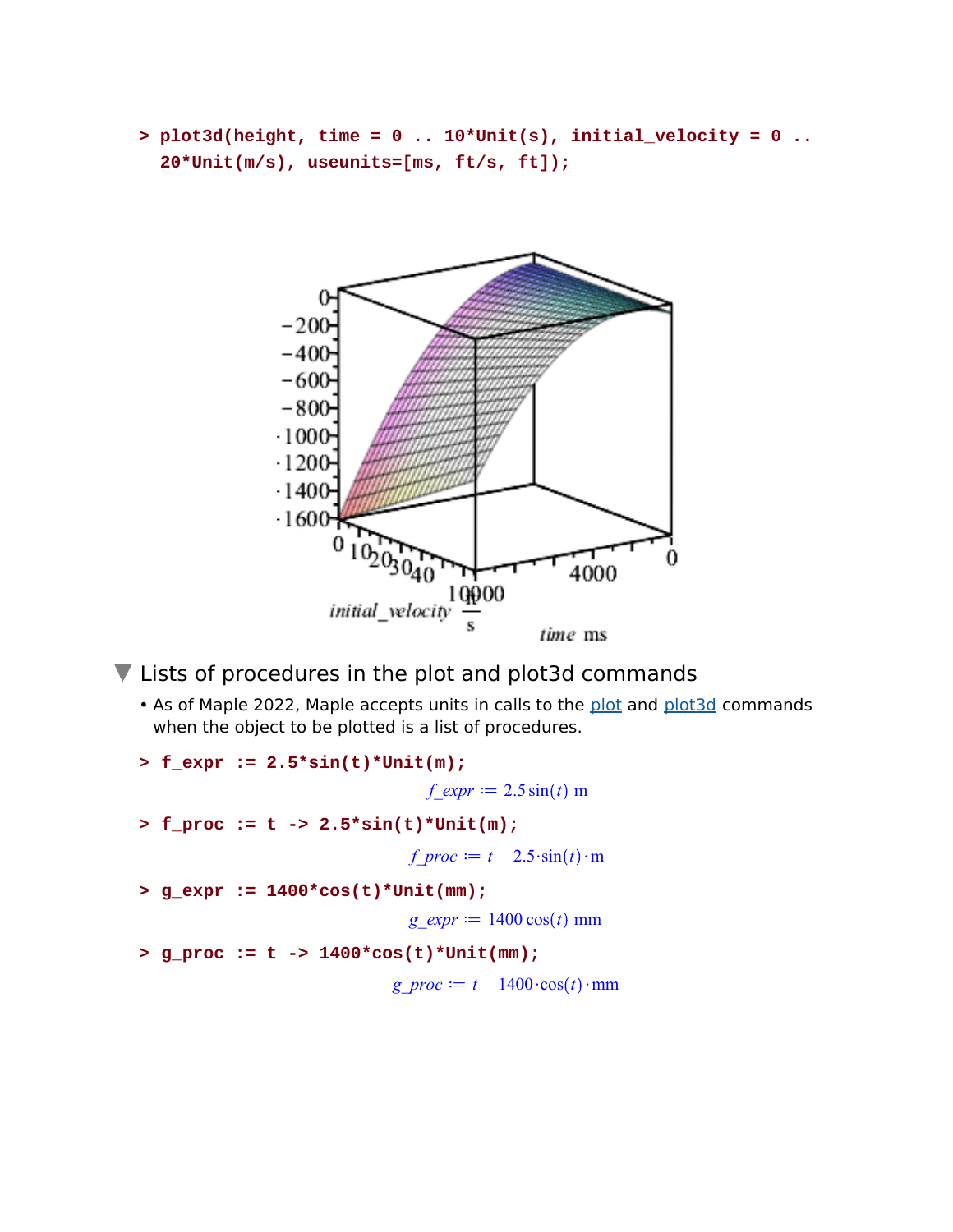```
> plot3d(height, time = 0 .. 10*Unit(s), initial_velocity = 0 ..
  20*Unit(m/s), useunits=[ms, ft/s, ft]);
```

## Lists of procedures in the plot and plot3d commands

- As of Maple 2022, Maple accepts units in calls to the plot and plot3d commands when the object to be plotted is a list of procedures.

```
> f_expr := 2.5*sin(t)*Unit(m);
```

$$f\_expr := 2.5 \sin(t) \ \mathrm{m}$$

```
> f_proc := t -> 2.5*sin(t)*Unit(m);
```

$$f\_proc := t \mapsto 2.5 \cdot \sin(t) \cdot \mathrm{m}$$

```
> g_expr := 1400*cos(t)*Unit(mm);
```

$$g\_expr := 1400 \cos(t) \ \mathrm{mm}$$

```
> g_proc := t -> 1400*cos(t)*Unit(mm);
```

$$g\_proc := t \mapsto 1400 \cdot \cos(t) \cdot \mathrm{mm}$$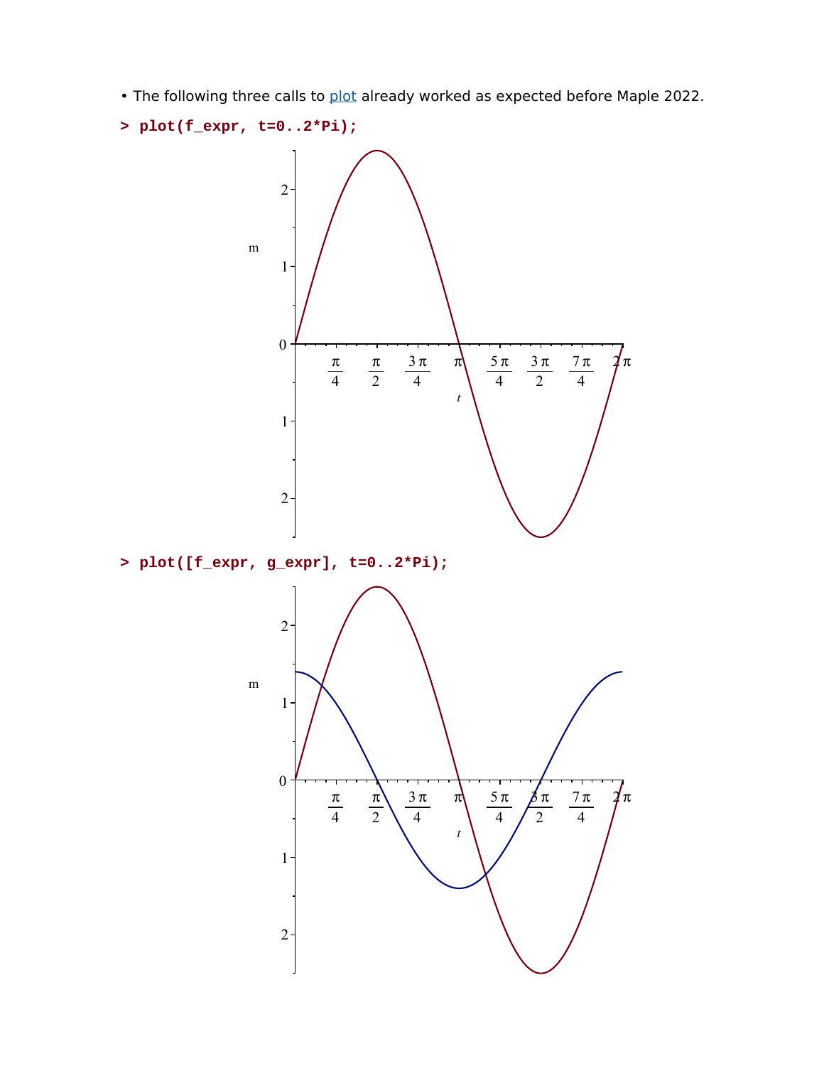- The following three calls to plot already worked as expected before Maple 2022.

```
> plot(f_expr, t=0..2*Pi);
```

```
> plot([f_expr, g_expr], t=0..2*Pi);
```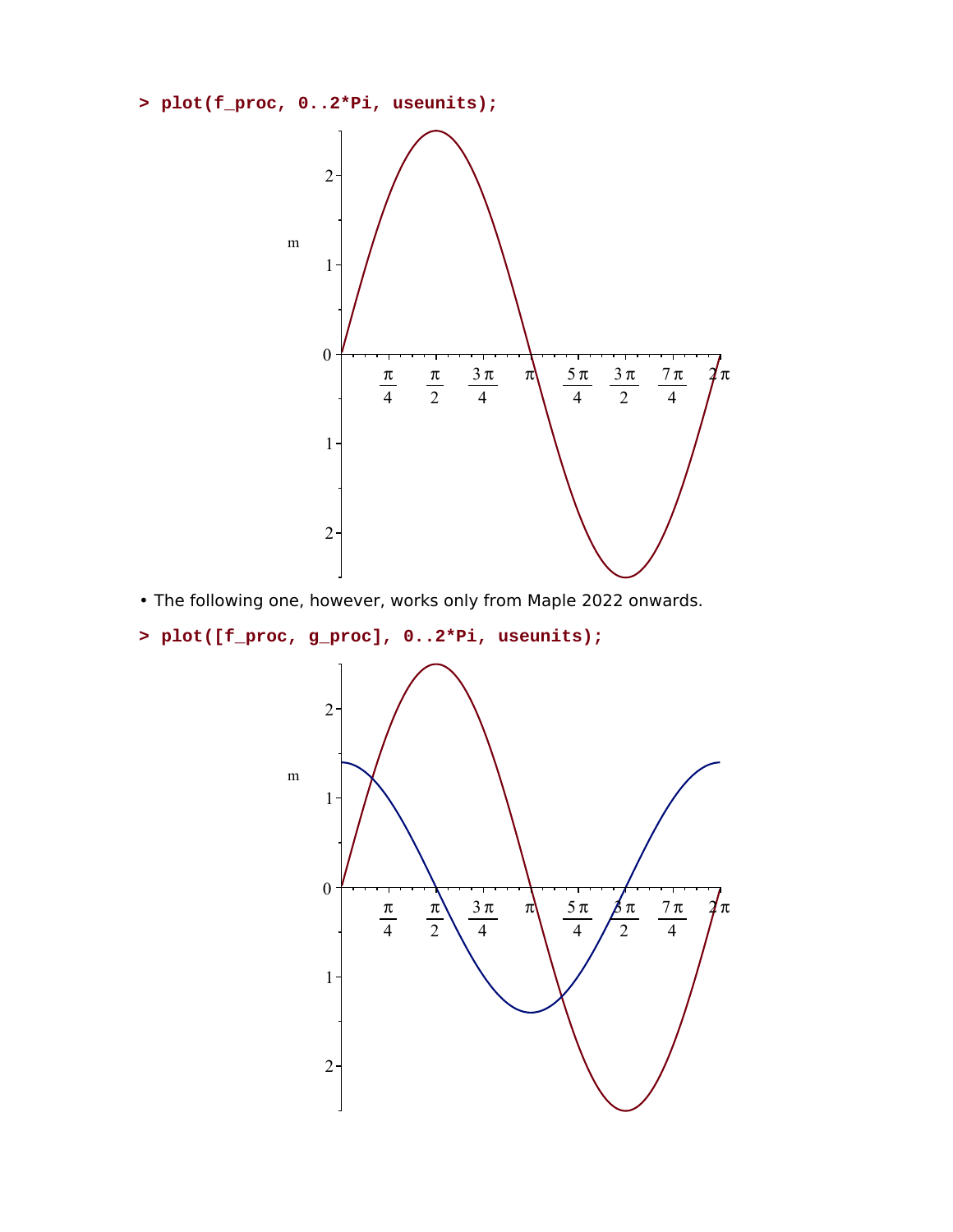```
> plot(f_proc, 0..2*Pi, useunits);
```

• The following one, however, works only from Maple 2022 onwards.

```
> plot([f_proc, g_proc], 0..2*Pi, useunits);
```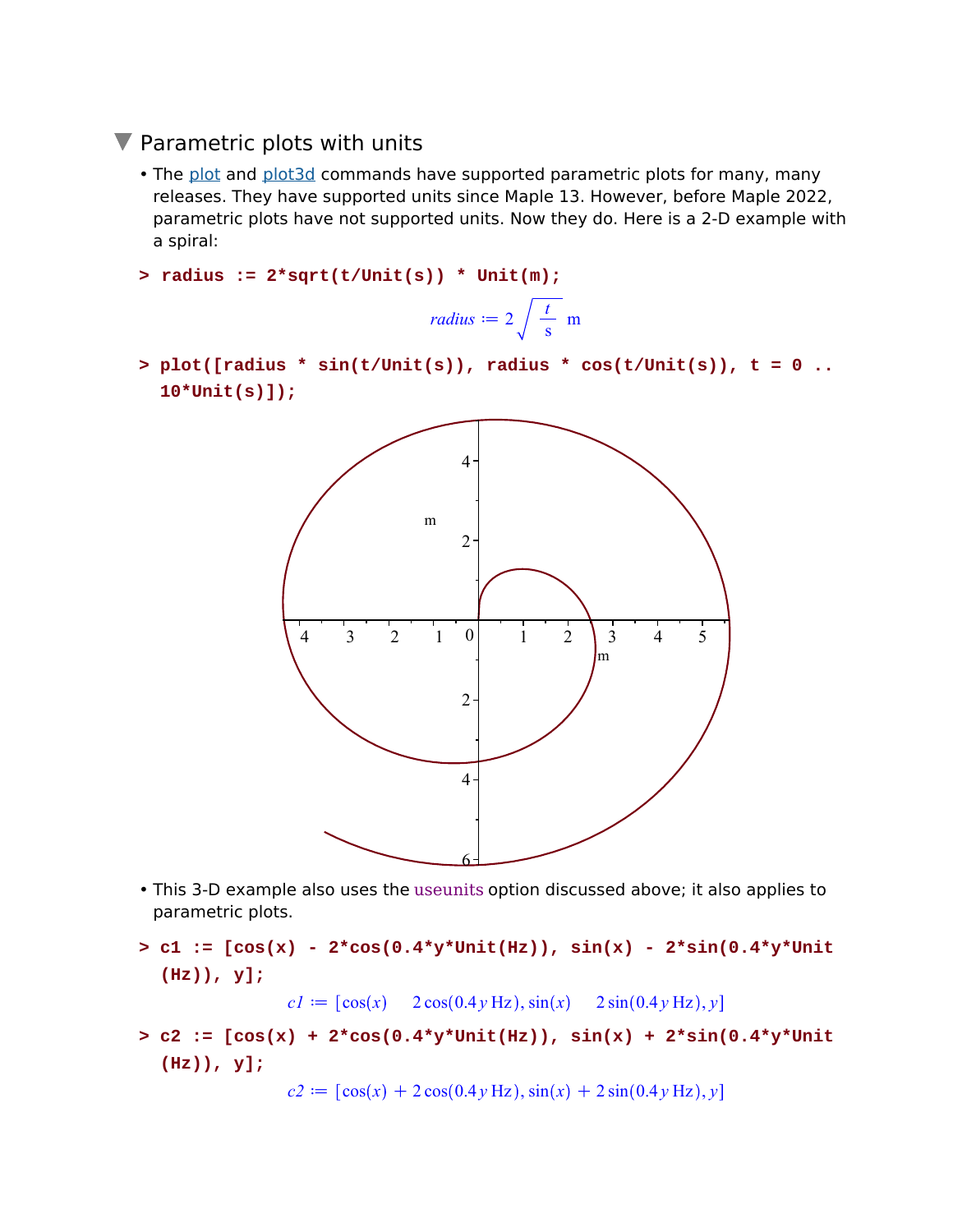## Parametric plots with units

- The plot and plot3d commands have supported parametric plots for many, many releases. They have supported units since Maple 13. However, before Maple 2022, parametric plots have not supported units. Now they do. Here is a 2-D example with a spiral:

```
> radius := 2*sqrt(t/Unit(s)) * Unit(m);
```

$$radius := 2\sqrt{\frac{t}{\mathrm{s}}}\ \mathrm{m}$$

```
> plot([radius * sin(t/Unit(s)), radius * cos(t/Unit(s)), t = 0 .. 10*Unit(s)]);
```

- This 3-D example also uses the useunits option discussed above; it also applies to parametric plots.

```
> c1 := [cos(x) - 2*cos(0.4*y*Unit(Hz)), sin(x) - 2*sin(0.4*y*Unit(Hz)), y];
```

$$c1 := [\cos(x) - 2\cos(0.4\, y\ \mathrm{Hz}), \sin(x) - 2\sin(0.4\, y\ \mathrm{Hz}), y]$$

```
> c2 := [cos(x) + 2*cos(0.4*y*Unit(Hz)), sin(x) + 2*sin(0.4*y*Unit(Hz)), y];
```

$$c2 := [\cos(x) + 2\cos(0.4\, y\ \mathrm{Hz}), \sin(x) + 2\sin(0.4\, y\ \mathrm{Hz}), y]$$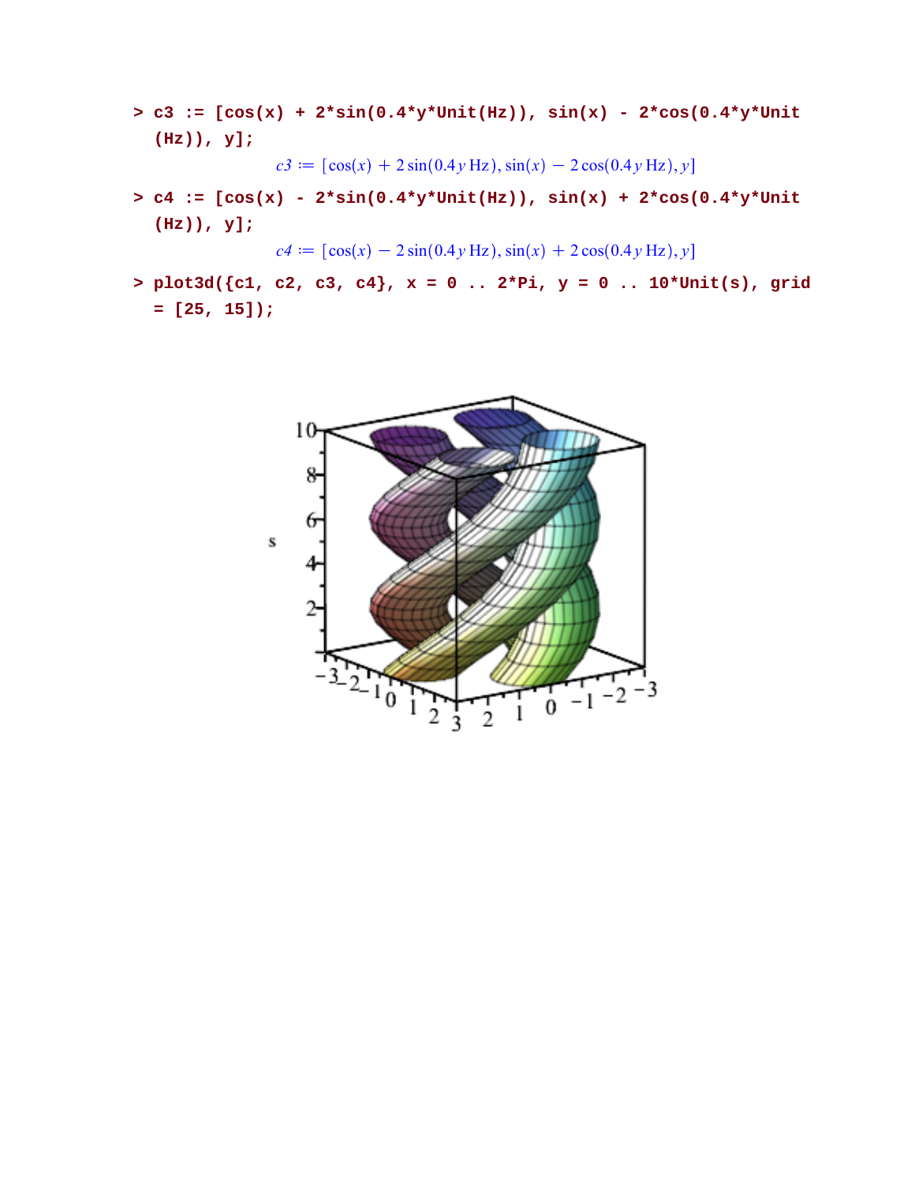```
> c3 := [cos(x) + 2*sin(0.4*y*Unit(Hz)), sin(x) - 2*cos(0.4*y*Unit
  (Hz)), y];
```

$$c3 := [\cos(x) + 2\sin(0.4\, y\ \mathrm{Hz}), \sin(x) - 2\cos(0.4\, y\ \mathrm{Hz}), y]$$

```
> c4 := [cos(x) - 2*sin(0.4*y*Unit(Hz)), sin(x) + 2*cos(0.4*y*Unit
  (Hz)), y];
```

$$c4 := [\cos(x) - 2\sin(0.4\, y\ \mathrm{Hz}), \sin(x) + 2\cos(0.4\, y\ \mathrm{Hz}), y]$$

```
> plot3d({c1, c2, c3, c4}, x = 0 .. 2*Pi, y = 0 .. 10*Unit(s), grid
  = [25, 15]);
```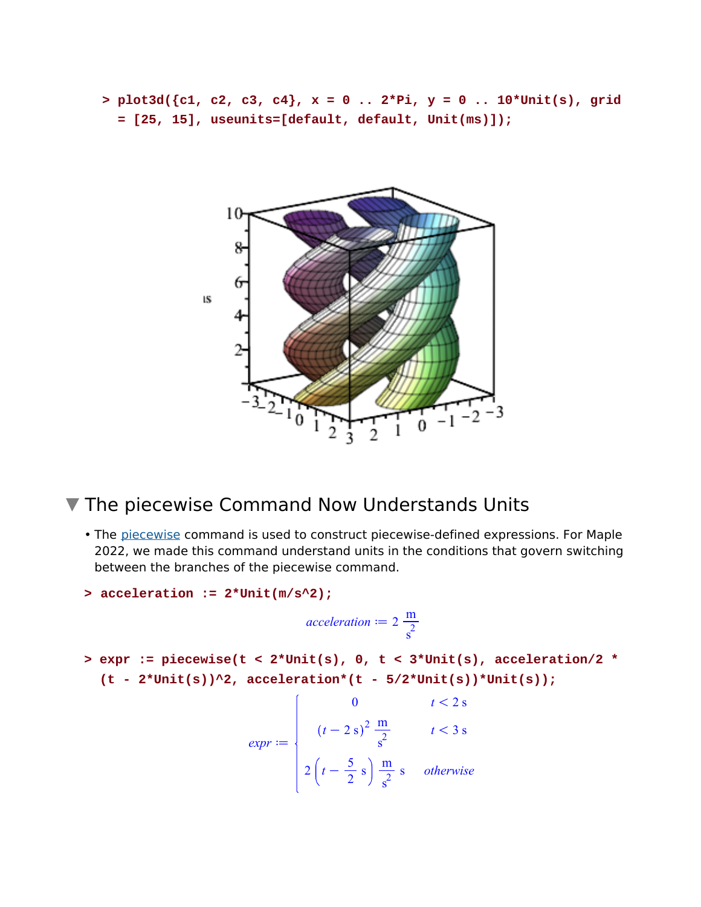```
> plot3d({c1, c2, c3, c4}, x = 0 .. 2*Pi, y = 0 .. 10*Unit(s), grid = [25, 15], useunits=[default, default, Unit(ms)]);
```

## The piecewise Command Now Understands Units

- The piecewise command is used to construct piecewise-defined expressions. For Maple 2022, we made this command understand units in the conditions that govern switching between the branches of the piecewise command.

```
> acceleration := 2*Unit(m/s^2);
```

$$acceleration := 2\,\frac{\mathrm{m}}{\mathrm{s}^2}$$

```
> expr := piecewise(t < 2*Unit(s), 0, t < 3*Unit(s), acceleration/2 * (t - 2*Unit(s))^2, acceleration*(t - 5/2*Unit(s))*Unit(s));
```

$$expr := \begin{cases} 0 & t < 2\,\mathrm{s} \\ (t - 2\,\mathrm{s})^2\,\frac{\mathrm{m}}{\mathrm{s}^2} & t < 3\,\mathrm{s} \\ 2\left(t - \frac{5}{2}\,\mathrm{s}\right)\frac{\mathrm{m}}{\mathrm{s}^2}\,\mathrm{s} & otherwise \end{cases}$$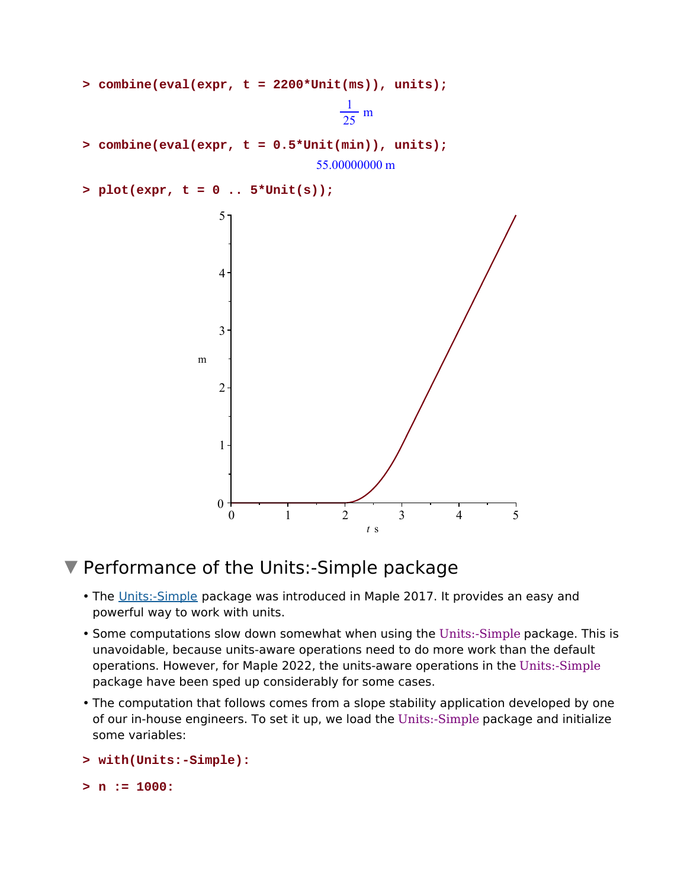```
> combine(eval(expr, t = 2200*Unit(ms)), units);
```

$$\frac{1}{25}\ \mathrm{m}$$

```
> combine(eval(expr, t = 0.5*Unit(min)), units);
```

$$55.00000000\ \mathrm{m}$$

```
> plot(expr, t = 0 .. 5*Unit(s));
```

## Performance of the Units:-Simple package

- The Units:-Simple package was introduced in Maple 2017. It provides an easy and powerful way to work with units.
- Some computations slow down somewhat when using the Units:-Simple package. This is unavoidable, because units-aware operations need to do more work than the default operations. However, for Maple 2022, the units-aware operations in the Units:-Simple package have been sped up considerably for some cases.
- The computation that follows comes from a slope stability application developed by one of our in-house engineers. To set it up, we load the Units:-Simple package and initialize some variables:

```
> with(Units:-Simple):
```

```
> n := 1000:
```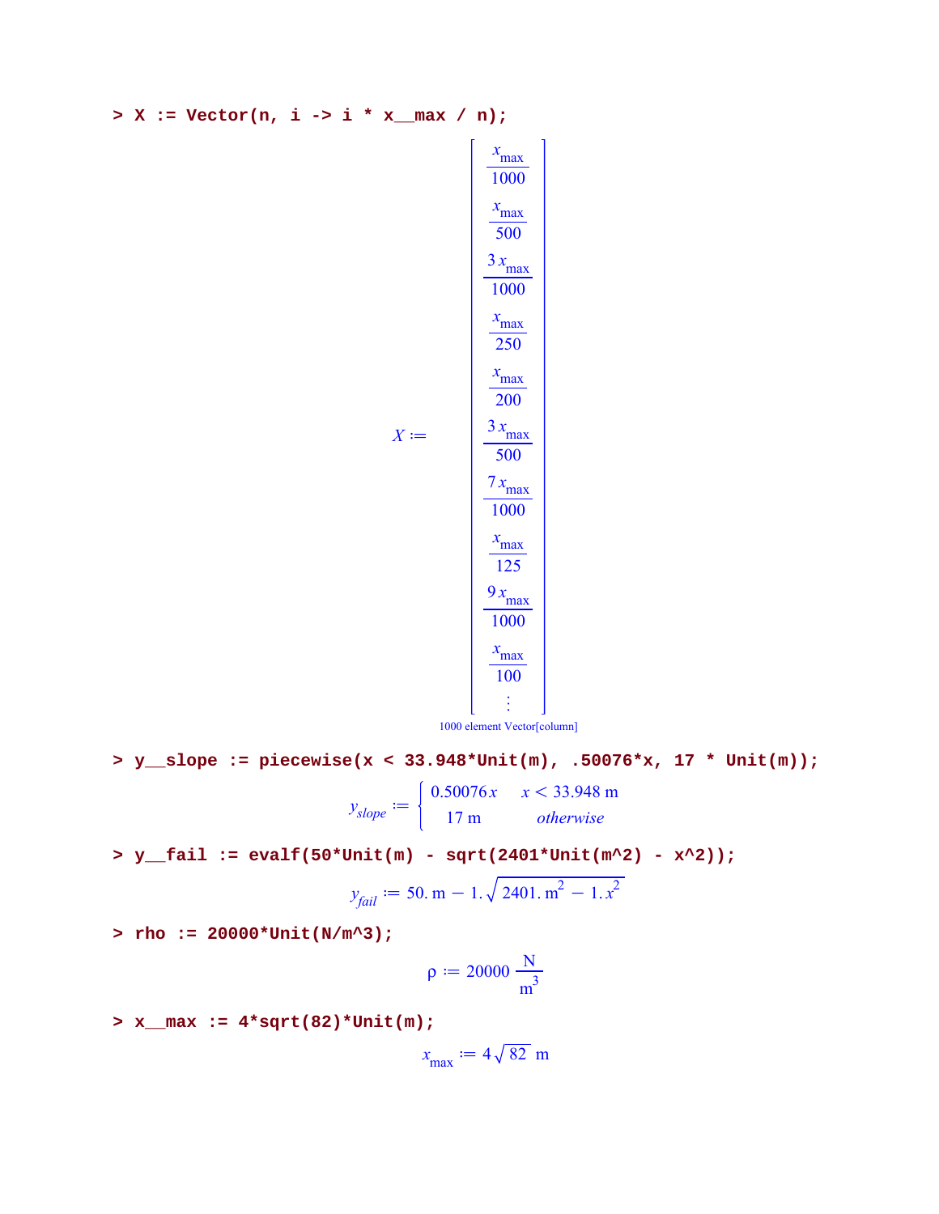```
> X := Vector(n, i -> i * x__max / n);
```

$$X := \begin{bmatrix} \frac{x_{\max}}{1000} \\ \frac{x_{\max}}{500} \\ \frac{3\,x_{\max}}{1000} \\ \frac{x_{\max}}{250} \\ \frac{x_{\max}}{200} \\ \frac{3\,x_{\max}}{500} \\ \frac{7\,x_{\max}}{1000} \\ \frac{x_{\max}}{125} \\ \frac{9\,x_{\max}}{1000} \\ \frac{x_{\max}}{100} \\ \vdots \end{bmatrix}$$

1000 element Vector[column]

```
> y__slope := piecewise(x < 33.948*Unit(m), .50076*x, 17 * Unit(m));
```

$$y_{slope} := \begin{cases} 0.50076\,x & x < 33.948\ \mathrm{m} \\ 17\ \mathrm{m} & \mathit{otherwise} \end{cases}$$

```
> y__fail := evalf(50*Unit(m) - sqrt(2401*Unit(m^2) - x^2));
```

$$y_{fail} := 50.\ \mathrm{m} - 1.\sqrt{2401.\ \mathrm{m}^2 - 1.\,x^2}$$

```
> rho := 20000*Unit(N/m^3);
```

$$\rho := 20000\ \frac{\mathrm{N}}{\mathrm{m}^3}$$

```
> x__max := 4*sqrt(82)*Unit(m);
```

$$x_{\max} := 4\sqrt{82}\ \mathrm{m}$$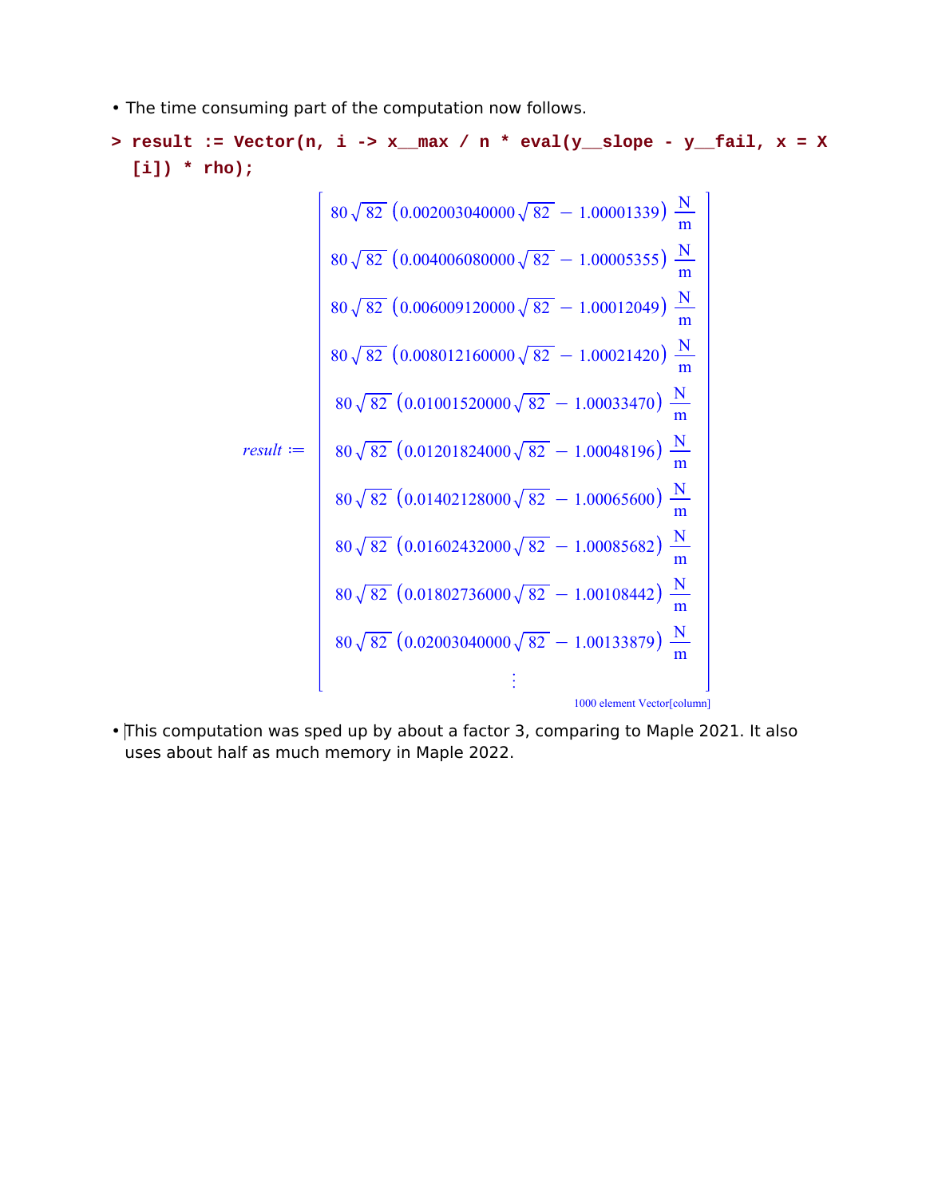- The time consuming part of the computation now follows.

```
> result := Vector(n, i -> x__max / n * eval(y__slope - y__fail, x = X[i]) * rho);
```

$$
result := \begin{bmatrix}
80\sqrt{82}\left(0.002003040000\sqrt{82} - 1.00001339\right)\frac{\mathrm{N}}{\mathrm{m}} \\
80\sqrt{82}\left(0.004006080000\sqrt{82} - 1.00005355\right)\frac{\mathrm{N}}{\mathrm{m}} \\
80\sqrt{82}\left(0.006009120000\sqrt{82} - 1.00012049\right)\frac{\mathrm{N}}{\mathrm{m}} \\
80\sqrt{82}\left(0.008012160000\sqrt{82} - 1.00021420\right)\frac{\mathrm{N}}{\mathrm{m}} \\
80\sqrt{82}\left(0.01001520000\sqrt{82} - 1.00033470\right)\frac{\mathrm{N}}{\mathrm{m}} \\
80\sqrt{82}\left(0.01201824000\sqrt{82} - 1.00048196\right)\frac{\mathrm{N}}{\mathrm{m}} \\
80\sqrt{82}\left(0.01402128000\sqrt{82} - 1.00065600\right)\frac{\mathrm{N}}{\mathrm{m}} \\
80\sqrt{82}\left(0.01602432000\sqrt{82} - 1.00085682\right)\frac{\mathrm{N}}{\mathrm{m}} \\
80\sqrt{82}\left(0.01802736000\sqrt{82} - 1.00108442\right)\frac{\mathrm{N}}{\mathrm{m}} \\
80\sqrt{82}\left(0.02003040000\sqrt{82} - 1.00133879\right)\frac{\mathrm{N}}{\mathrm{m}} \\
\vdots
\end{bmatrix}
$$

1000 element Vector[column]

- This computation was sped up by about a factor 3, comparing to Maple 2021. It also uses about half as much memory in Maple 2022.